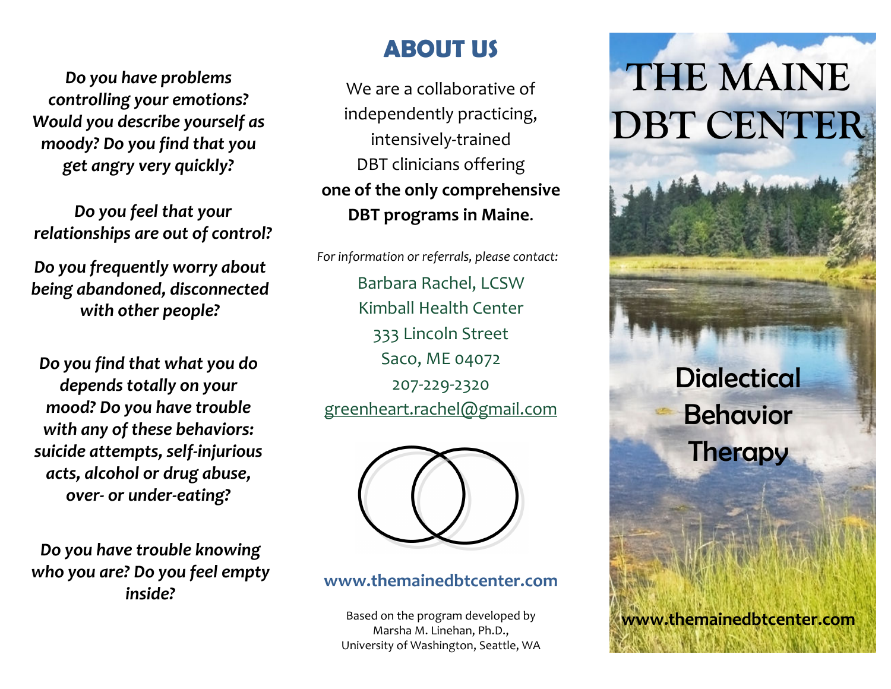*Do you have problems controlling your emotions? Would you describe yourself as moody? Do you find that you get angry very quickly?*

*Do you feel that your relationships are out of control?*

*Do you frequently worry about being abandoned, disconnected with other people?*

*Do you find that what you do depends totally on your mood? Do you have trouble with any of these behaviors: suicide attempts, self-injurious acts, alcohol or drug abuse, over- or under-eating?*

*Do you have trouble knowing who you are? Do you feel empty inside?*

## ABOUT US

We are a collaborative of independently practicing, intensively-trained DBT clinicians offering **one of the only comprehensive DBT programs in Maine**.

*For information or referrals, please contact:*

Barbara Rachel, LCSW
Kimball Health Center
333 Lincoln Street
Saco, ME 04072
207-229-2320
greenheart.rachel@gmail.com

**www.themainedbtcenter.com**

Based on the program developed by Marsha M. Linehan, Ph.D., University of Washington, Seattle, WA

# THE MAINE DBT CENTER

## Dialectical Behavior Therapy

**www.themainedbtcenter.com**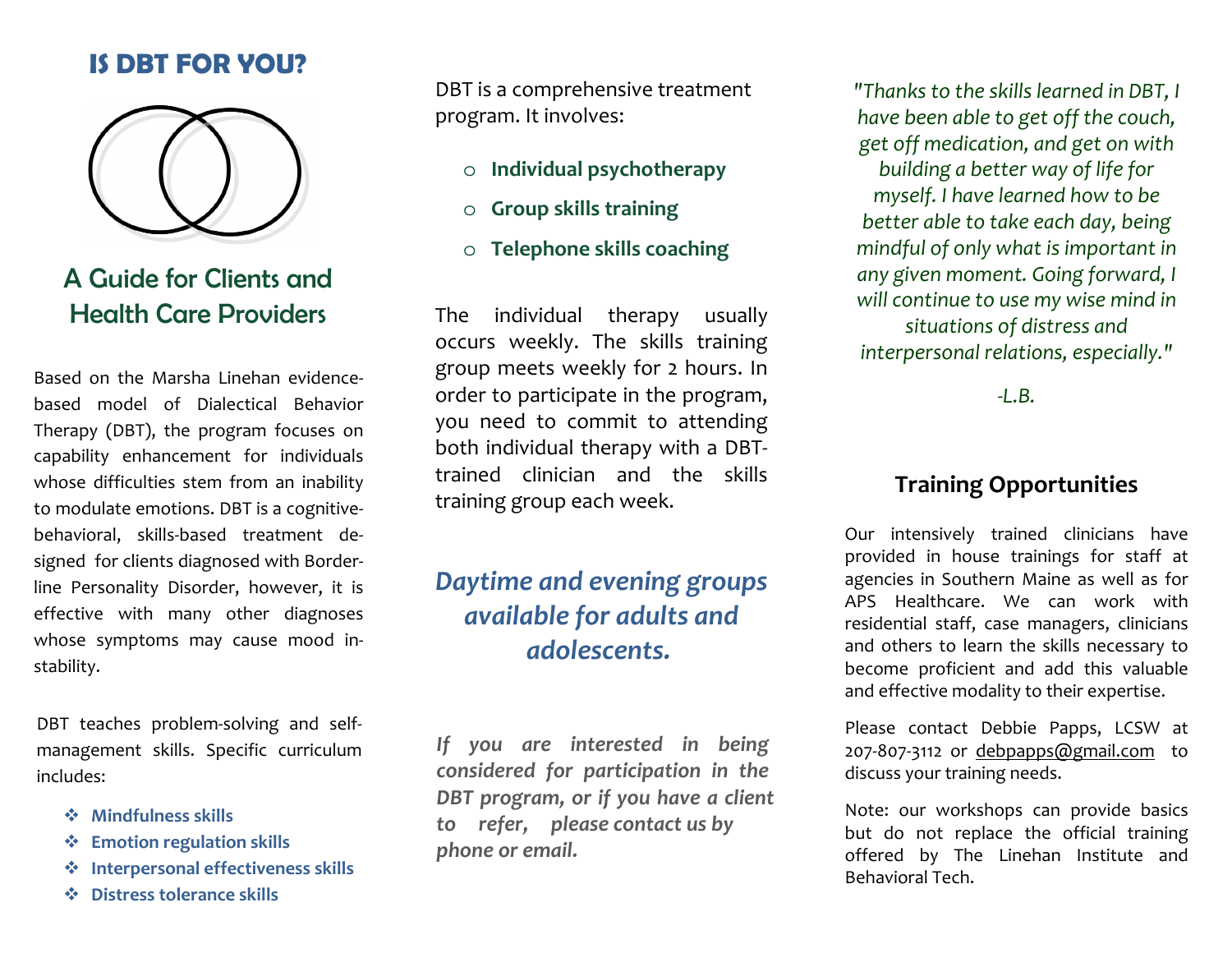# IS DBT FOR YOU?

## A Guide for Clients and Health Care Providers

Based on the Marsha Linehan evidence-based model of Dialectical Behavior Therapy (DBT), the program focuses on capability enhancement for individuals whose difficulties stem from an inability to modulate emotions. DBT is a cognitive-behavioral, skills-based treatment designed for clients diagnosed with Borderline Personality Disorder, however, it is effective with many other diagnoses whose symptoms may cause mood instability.

DBT teaches problem-solving and self-management skills. Specific curriculum includes:

- **Mindfulness skills**
- **Emotion regulation skills**
- **Interpersonal effectiveness skills**
- **Distress tolerance skills**

DBT is a comprehensive treatment program. It involves:

- **Individual psychotherapy**
- **Group skills training**
- **Telephone skills coaching**

The individual therapy usually occurs weekly. The skills training group meets weekly for 2 hours. In order to participate in the program, you need to commit to attending both individual therapy with a DBT-trained clinician and the skills training group each week.

***Daytime and evening groups available for adults and adolescents.***

***If you are interested in being considered for participation in the DBT program, or if you have a client to refer, please contact us by phone or email.***

*"Thanks to the skills learned in DBT, I have been able to get off the couch, get off medication, and get on with building a better way of life for myself. I have learned how to be better able to take each day, being mindful of only what is important in any given moment. Going forward, I will continue to use my wise mind in situations of distress and interpersonal relations, especially."*

*-L.B.*

## Training Opportunities

Our intensively trained clinicians have provided in house trainings for staff at agencies in Southern Maine as well as for APS Healthcare. We can work with residential staff, case managers, clinicians and others to learn the skills necessary to become proficient and add this valuable and effective modality to their expertise.

Please contact Debbie Papps, LCSW at 207-807-3112 or debpapps@gmail.com to discuss your training needs.

Note: our workshops can provide basics but do not replace the official training offered by The Linehan Institute and Behavioral Tech.